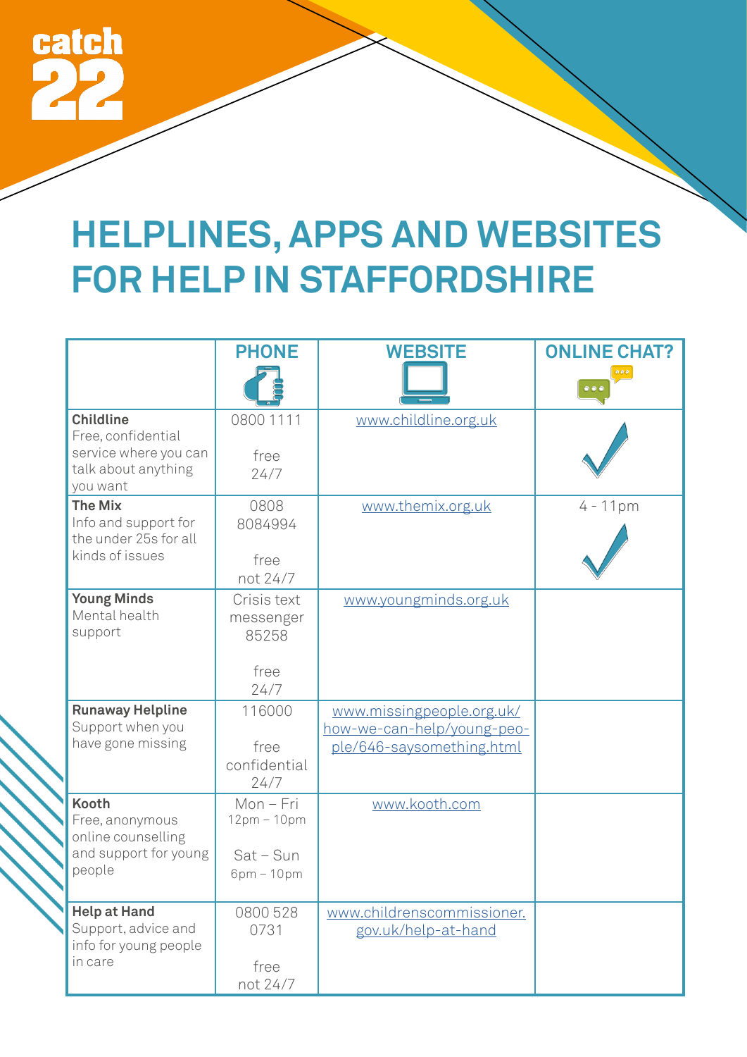catch 22

# HELPLINES, APPS AND WEBSITES FOR HELP IN STAFFORDSHIRE

| | PHONE | WEBSITE | ONLINE CHAT? |
|---|---|---|---|
| **Childline** Free, confidential service where you can talk about anything you want | 0800 1111<br><br>free<br>24/7 | www.childline.org.uk | ✓ |
| **The Mix** Info and support for the under 25s for all kinds of issues | 0808 8084994<br><br>free<br>not 24/7 | www.themix.org.uk | 4 - 11pm<br>✓ |
| **Young Minds** Mental health support | Crisis text messenger 85258<br><br>free<br>24/7 | www.youngminds.org.uk | |
| **Runaway Helpline** Support when you have gone missing | 116000<br><br>free<br>confidential<br>24/7 | www.missingpeople.org.uk/how-we-can-help/young-people/646-saysomething.html | |
| **Kooth** Free, anonymous online counselling and support for young people | Mon – Fri<br>12pm – 10pm<br><br>Sat – Sun<br>6pm – 10pm | www.kooth.com | |
| **Help at Hand** Support, advice and info for young people in care | 0800 528 0731<br><br>free<br>not 24/7 | www.childrenscommissioner.gov.uk/help-at-hand | |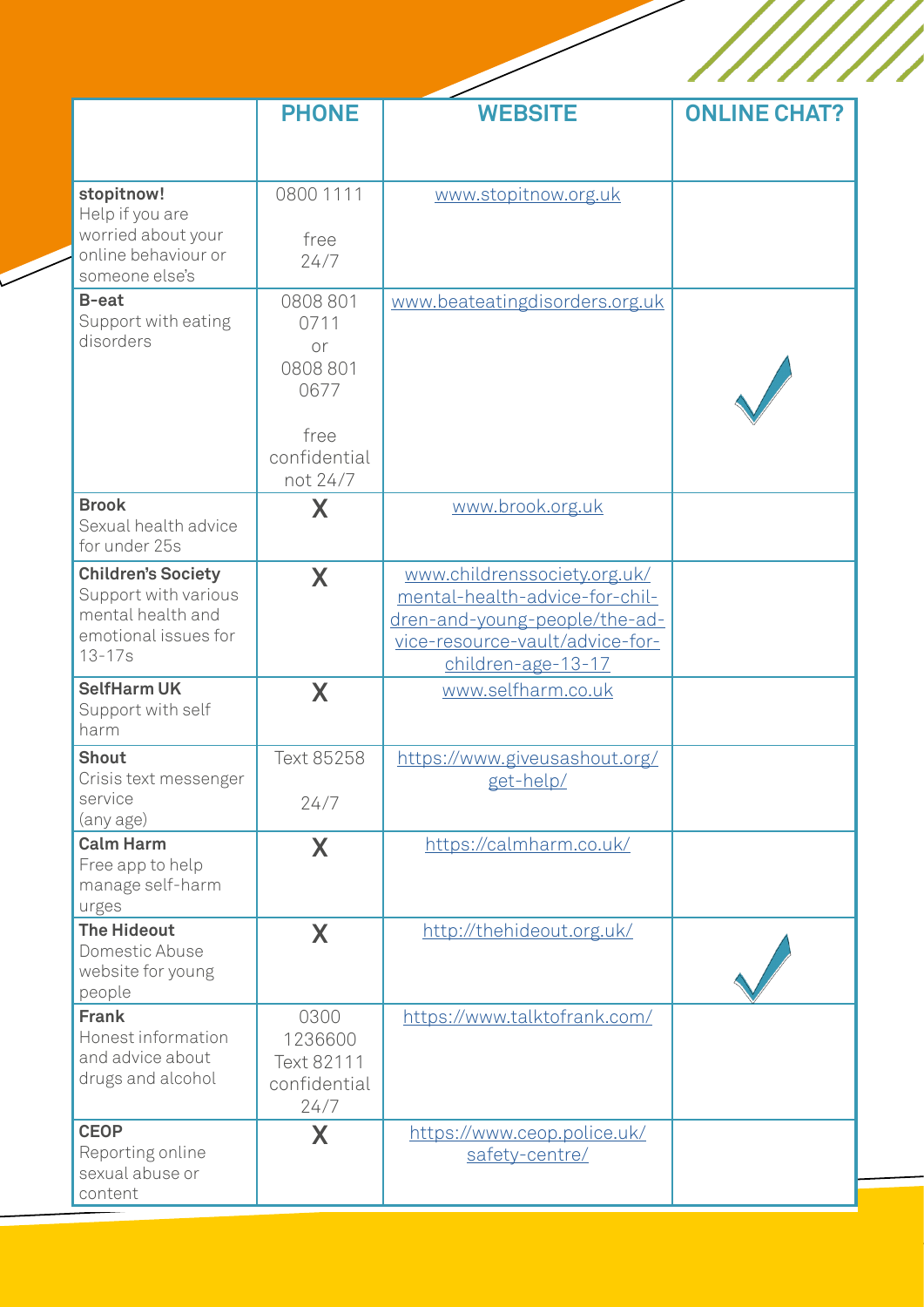| | PHONE | WEBSITE | ONLINE CHAT? |
|---|---|---|---|
| **stopitnow!** Help if you are worried about your online behaviour or someone else's | 0800 1111 free 24/7 | www.stopitnow.org.uk | |
| **B-eat** Support with eating disorders | 0808 801 0711 or 0808 801 0677 free confidential not 24/7 | www.beateatingdisorders.org.uk | ✓ |
| **Brook** Sexual health advice for under 25s | X | www.brook.org.uk | |
| **Children's Society** Support with various mental health and emotional issues for 13-17s | X | www.childrenssociety.org.uk/mental-health-advice-for-children-and-young-people/the-advice-resource-vault/advice-for-children-age-13-17 | |
| **SelfHarm UK** Support with self harm | X | www.selfharm.co.uk | |
| **Shout** Crisis text messenger service (any age) | Text 85258 24/7 | https://www.giveusashout.org/get-help/ | |
| **Calm Harm** Free app to help manage self-harm urges | X | https://calmharm.co.uk/ | |
| **The Hideout** Domestic Abuse website for young people | X | http://thehideout.org.uk/ | ✓ |
| **Frank** Honest information and advice about drugs and alcohol | 0300 1236600 Text 82111 confidential 24/7 | https://www.talktofrank.com/ | |
| **CEOP** Reporting online sexual abuse or content | X | https://www.ceop.police.uk/safety-centre/ | |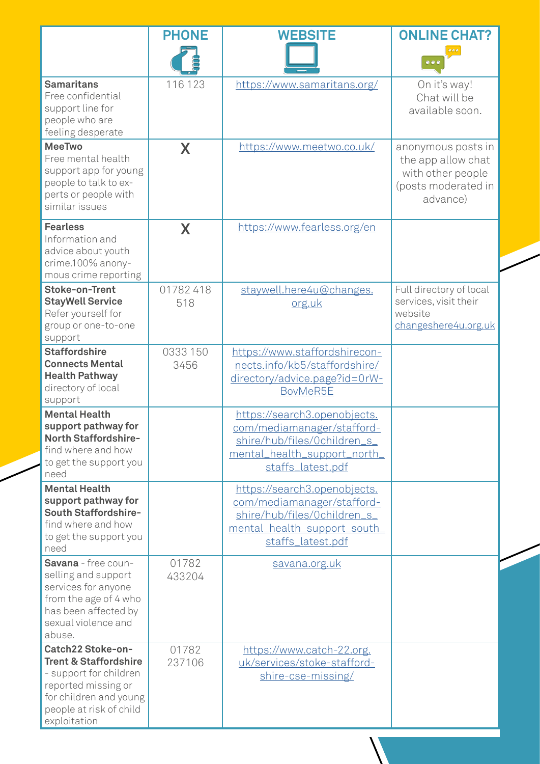| | PHONE | WEBSITE | ONLINE CHAT? |
|---|---|---|---|
| **Samaritans** Free confidential support line for people who are feeling desperate | 116 123 | https://www.samaritans.org/ | On it's way! Chat will be available soon. |
| **MeeTwo** Free mental health support app for young people to talk to experts or people with similar issues | X | https://www.meetwo.co.uk/ | anonymous posts in the app allow chat with other people (posts moderated in advance) |
| **Fearless** Information and advice about youth crime.100% anonymous crime reporting | X | https://www.fearless.org/en | |
| **Stoke-on-Trent StayWell Service** Refer yourself for group or one-to-one support | 01782 418 518 | staywell.here4u@changes.org.uk | Full directory of local services, visit their website changeshere4u.org.uk |
| **Staffordshire Connects Mental Health Pathway** directory of local support | 0333 150 3456 | https://www.staffordshireconnects.info/kb5/staffordshire/directory/advice.page?id=0rW-BovMeR5E | |
| **Mental Health support pathway for North Staffordshire-** find where and how to get the support you need | | https://search3.openobjects.com/mediamanager/staffordshire/hub/files/0children_s_mental_health_support_north_staffs_latest.pdf | |
| **Mental Health support pathway for South Staffordshire-** find where and how to get the support you need | | https://search3.openobjects.com/mediamanager/staffordshire/hub/files/0children_s_mental_health_support_south_staffs_latest.pdf | |
| **Savana** - free counselling and support services for anyone from the age of 4 who has been affected by sexual violence and abuse. | 01782 433204 | savana.org.uk | |
| **Catch22 Stoke-on-Trent & Staffordshire** - support for children reported missing or for children and young people at risk of child exploitation | 01782 237106 | https://www.catch-22.org.uk/services/stoke-staffordshire-cse-missing/ | |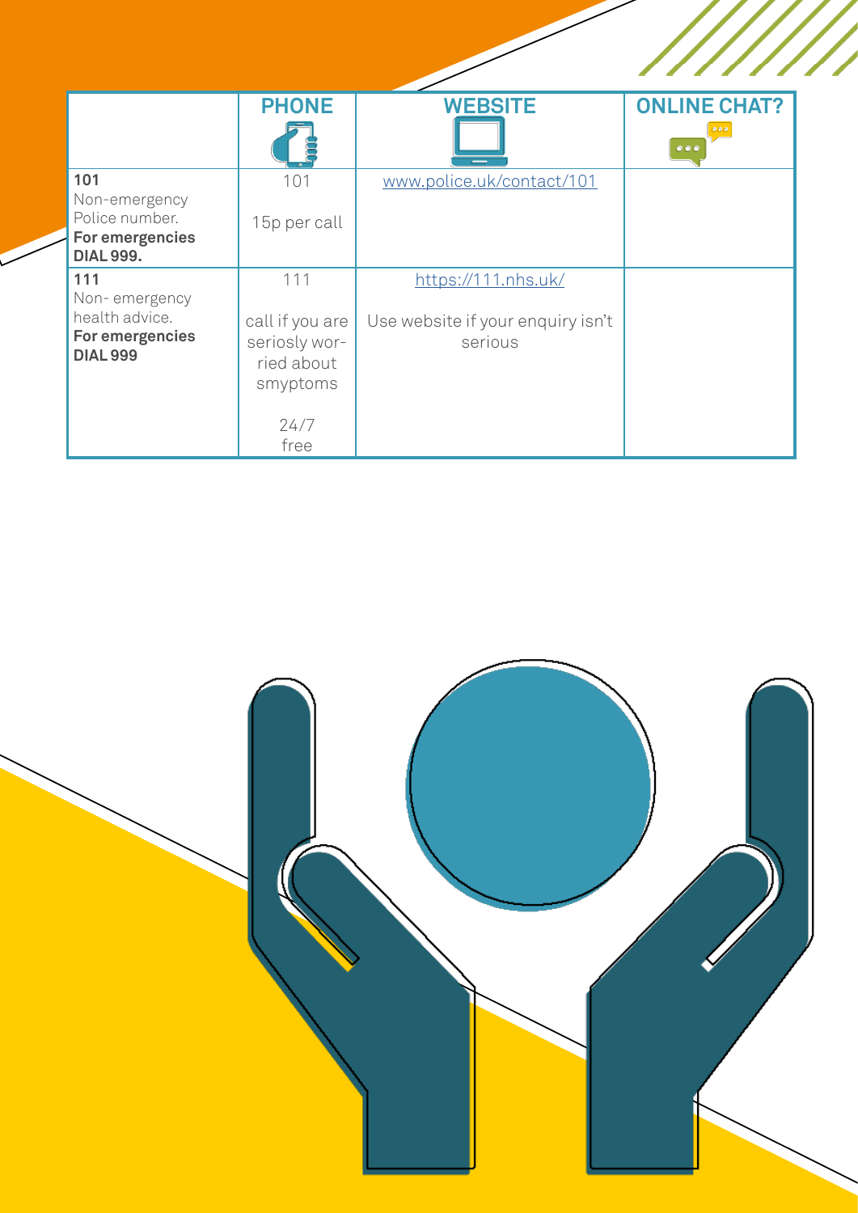| | PHONE | WEBSITE | ONLINE CHAT? |
|---|---|---|---|
| **101** Non-emergency Police number. **For emergencies DIAL 999.** | 101<br><br>15p per call | www.police.uk/contact/101 | |
| **111** Non- emergency health advice. **For emergencies DIAL 999** | 111<br><br>call if you are seriosly wor-ried about smyptoms<br><br>24/7 free | https://111.nhs.uk/<br><br>Use website if your enquiry isn't serious | |